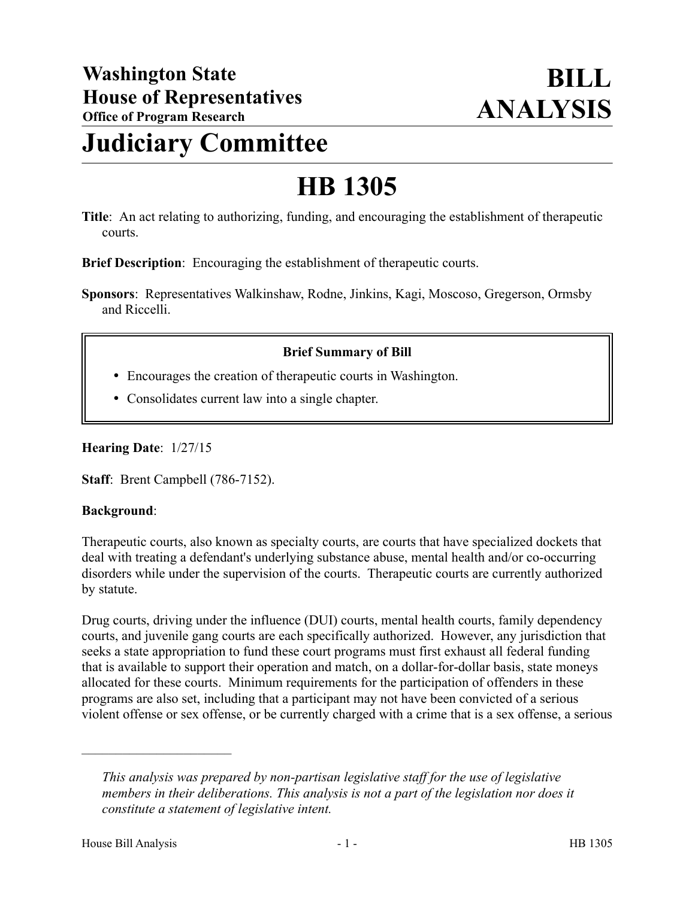**Washington State**
**House of Representatives**
**Office of Program Research**

# BILL ANALYSIS

# Judiciary Committee

# HB 1305

**Title**: An act relating to authorizing, funding, and encouraging the establishment of therapeutic courts.

**Brief Description**: Encouraging the establishment of therapeutic courts.

**Sponsors**: Representatives Walkinshaw, Rodne, Jinkins, Kagi, Moscoso, Gregerson, Ormsby and Riccelli.

> **Brief Summary of Bill**
>
> - Encourages the creation of therapeutic courts in Washington.
> - Consolidates current law into a single chapter.

**Hearing Date**: 1/27/15

**Staff**: Brent Campbell (786-7152).

**Background**:

Therapeutic courts, also known as specialty courts, are courts that have specialized dockets that deal with treating a defendant's underlying substance abuse, mental health and/or co-occurring disorders while under the supervision of the courts. Therapeutic courts are currently authorized by statute.

Drug courts, driving under the influence (DUI) courts, mental health courts, family dependency courts, and juvenile gang courts are each specifically authorized. However, any jurisdiction that seeks a state appropriation to fund these court programs must first exhaust all federal funding that is available to support their operation and match, on a dollar-for-dollar basis, state moneys allocated for these courts. Minimum requirements for the participation of offenders in these programs are also set, including that a participant may not have been convicted of a serious violent offense or sex offense, or be currently charged with a crime that is a sex offense, a serious

---

*This analysis was prepared by non-partisan legislative staff for the use of legislative members in their deliberations. This analysis is not a part of the legislation nor does it constitute a statement of legislative intent.*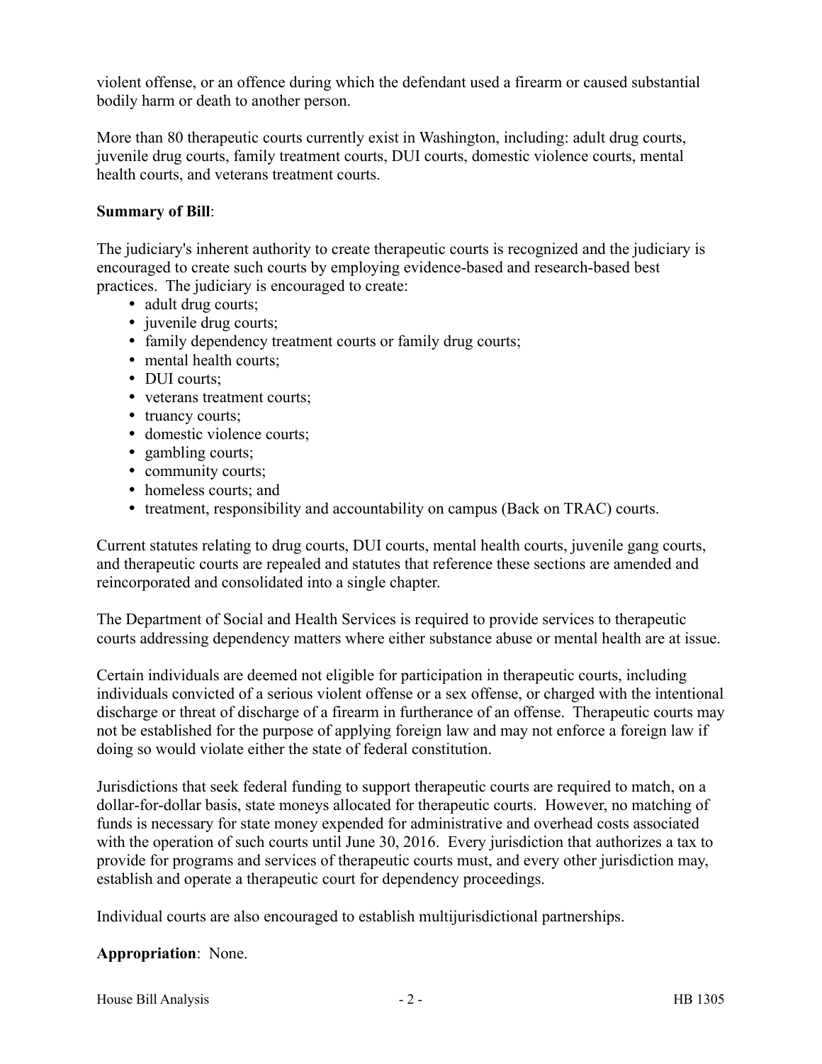violent offense, or an offence during which the defendant used a firearm or caused substantial bodily harm or death to another person.

More than 80 therapeutic courts currently exist in Washington, including: adult drug courts, juvenile drug courts, family treatment courts, DUI courts, domestic violence courts, mental health courts, and veterans treatment courts.

**Summary of Bill**:

The judiciary's inherent authority to create therapeutic courts is recognized and the judiciary is encouraged to create such courts by employing evidence-based and research-based best practices. The judiciary is encouraged to create:

- adult drug courts;
- juvenile drug courts;
- family dependency treatment courts or family drug courts;
- mental health courts;
- DUI courts;
- veterans treatment courts;
- truancy courts;
- domestic violence courts;
- gambling courts;
- community courts;
- homeless courts; and
- treatment, responsibility and accountability on campus (Back on TRAC) courts.

Current statutes relating to drug courts, DUI courts, mental health courts, juvenile gang courts, and therapeutic courts are repealed and statutes that reference these sections are amended and reincorporated and consolidated into a single chapter.

The Department of Social and Health Services is required to provide services to therapeutic courts addressing dependency matters where either substance abuse or mental health are at issue.

Certain individuals are deemed not eligible for participation in therapeutic courts, including individuals convicted of a serious violent offense or a sex offense, or charged with the intentional discharge or threat of discharge of a firearm in furtherance of an offense. Therapeutic courts may not be established for the purpose of applying foreign law and may not enforce a foreign law if doing so would violate either the state of federal constitution.

Jurisdictions that seek federal funding to support therapeutic courts are required to match, on a dollar-for-dollar basis, state moneys allocated for therapeutic courts. However, no matching of funds is necessary for state money expended for administrative and overhead costs associated with the operation of such courts until June 30, 2016. Every jurisdiction that authorizes a tax to provide for programs and services of therapeutic courts must, and every other jurisdiction may, establish and operate a therapeutic court for dependency proceedings.

Individual courts are also encouraged to establish multijurisdictional partnerships.

**Appropriation**: None.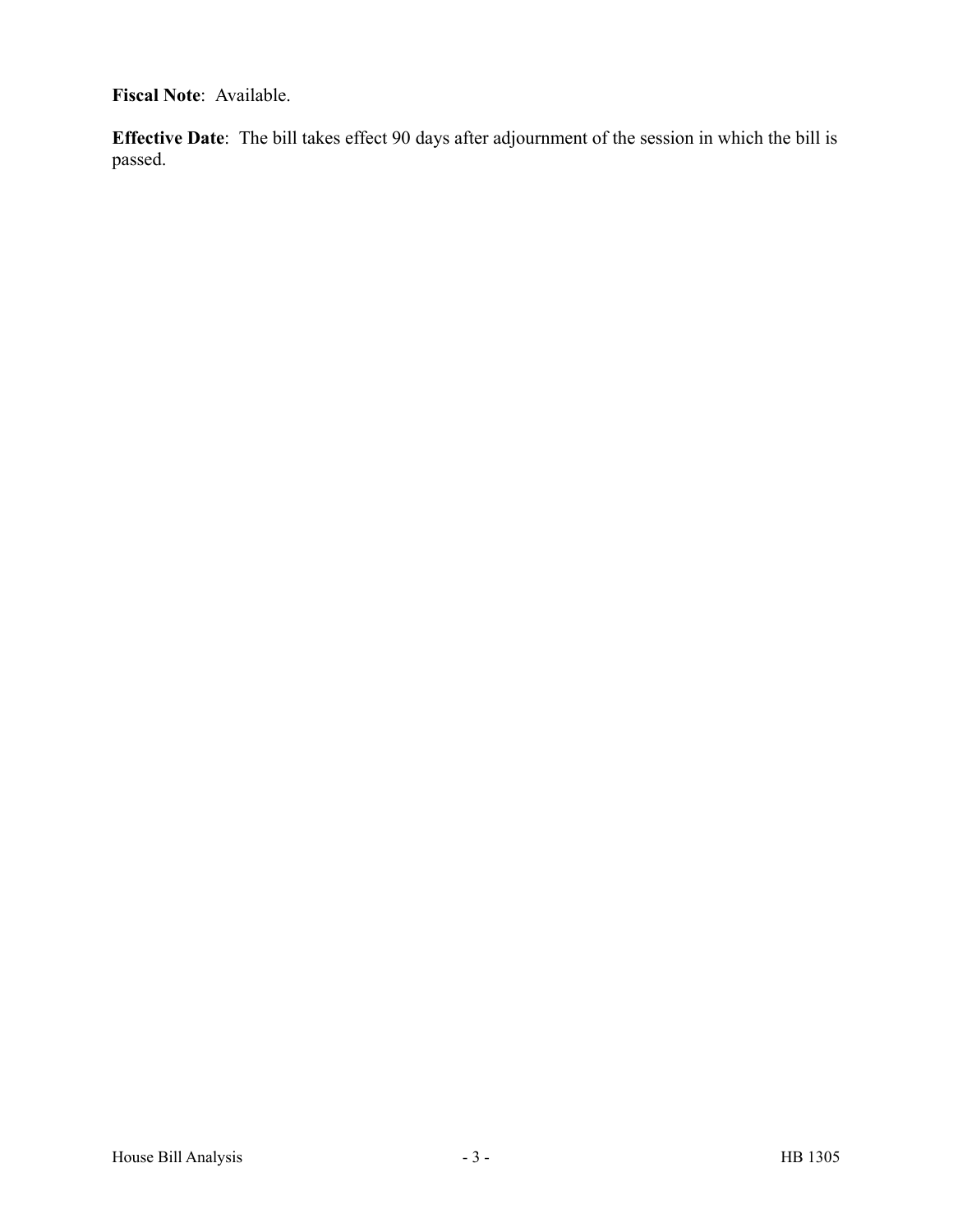**Fiscal Note**: Available.

**Effective Date**: The bill takes effect 90 days after adjournment of the session in which the bill is passed.